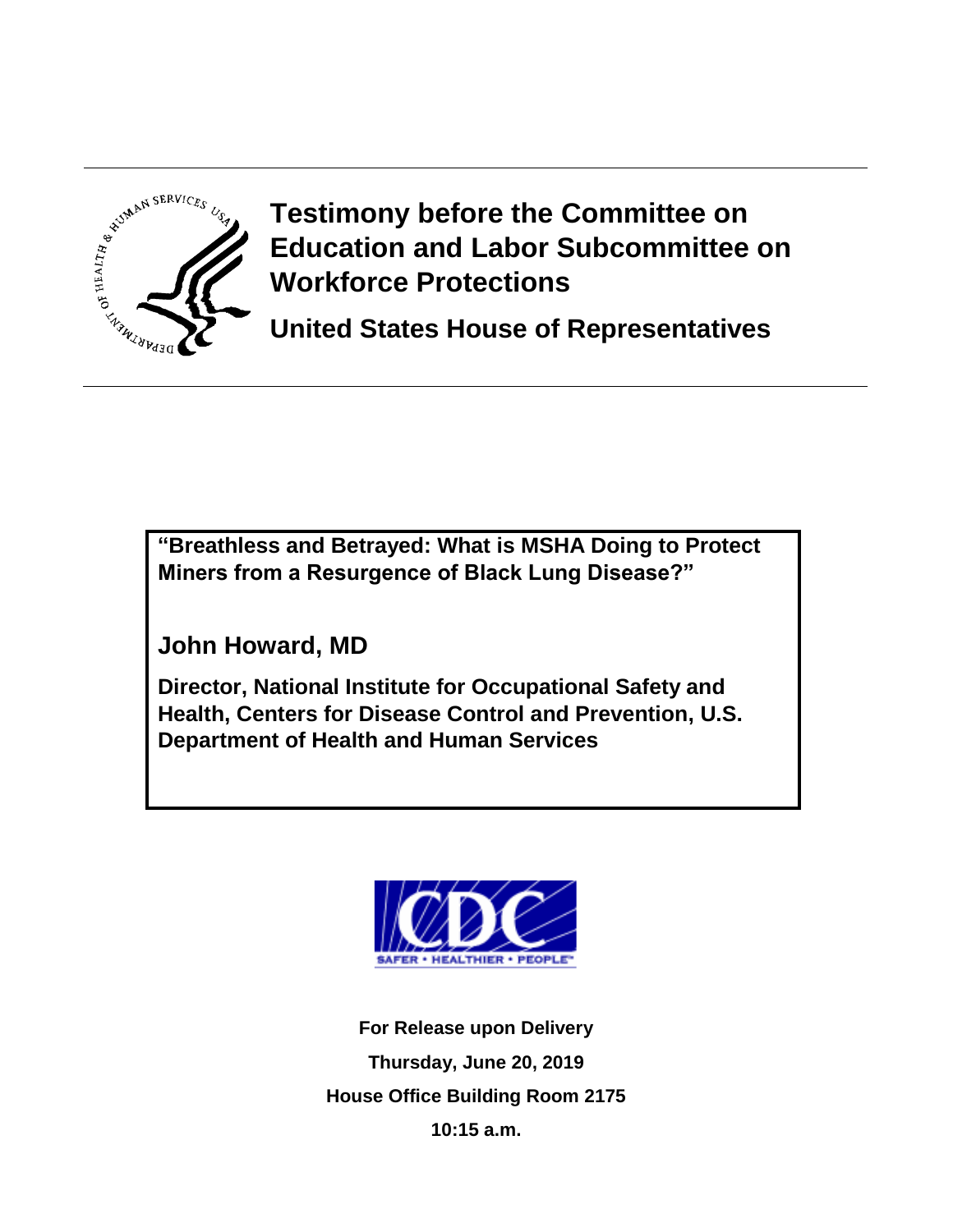# Testimony before the Committee on Education and Labor Subcommittee on Workforce Protections

## United States House of Representatives

**"Breathless and Betrayed: What is MSHA Doing to Protect Miners from a Resurgence of Black Lung Disease?"**

**John Howard, MD**

**Director, National Institute for Occupational Safety and Health, Centers for Disease Control and Prevention, U.S. Department of Health and Human Services**

**For Release upon Delivery**

**Thursday, June 20, 2019**

**House Office Building Room 2175**

**10:15 a.m.**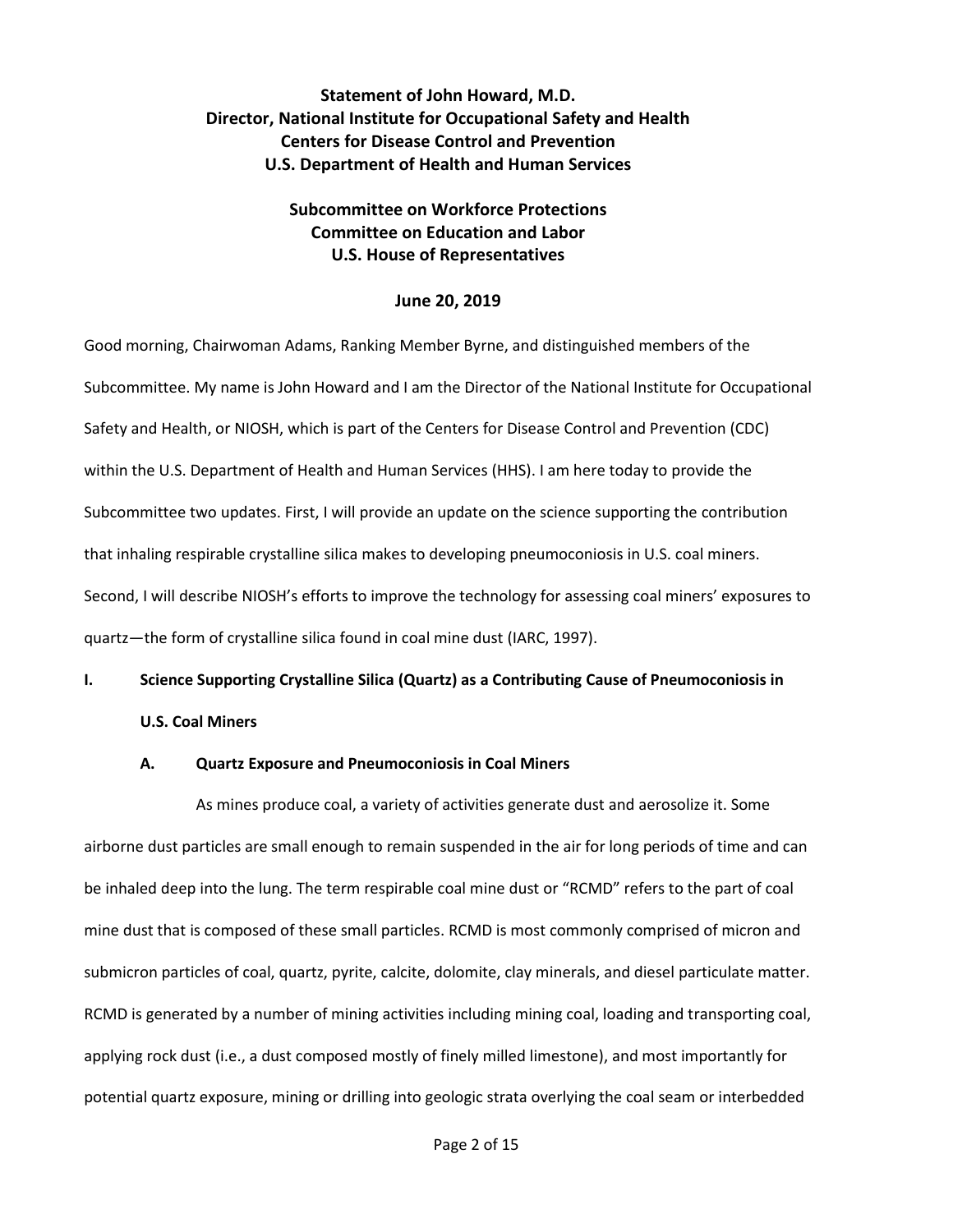**Statement of John Howard, M.D.**
**Director, National Institute for Occupational Safety and Health**
**Centers for Disease Control and Prevention**
**U.S. Department of Health and Human Services**

**Subcommittee on Workforce Protections**
**Committee on Education and Labor**
**U.S. House of Representatives**

**June 20, 2019**

Good morning, Chairwoman Adams, Ranking Member Byrne, and distinguished members of the Subcommittee. My name is John Howard and I am the Director of the National Institute for Occupational Safety and Health, or NIOSH, which is part of the Centers for Disease Control and Prevention (CDC) within the U.S. Department of Health and Human Services (HHS). I am here today to provide the Subcommittee two updates. First, I will provide an update on the science supporting the contribution that inhaling respirable crystalline silica makes to developing pneumoconiosis in U.S. coal miners. Second, I will describe NIOSH's efforts to improve the technology for assessing coal miners' exposures to quartz—the form of crystalline silica found in coal mine dust (IARC, 1997).

## I. Science Supporting Crystalline Silica (Quartz) as a Contributing Cause of Pneumoconiosis in U.S. Coal Miners

### A. Quartz Exposure and Pneumoconiosis in Coal Miners

As mines produce coal, a variety of activities generate dust and aerosolize it. Some airborne dust particles are small enough to remain suspended in the air for long periods of time and can be inhaled deep into the lung. The term respirable coal mine dust or "RCMD" refers to the part of coal mine dust that is composed of these small particles. RCMD is most commonly comprised of micron and submicron particles of coal, quartz, pyrite, calcite, dolomite, clay minerals, and diesel particulate matter. RCMD is generated by a number of mining activities including mining coal, loading and transporting coal, applying rock dust (i.e., a dust composed mostly of finely milled limestone), and most importantly for potential quartz exposure, mining or drilling into geologic strata overlying the coal seam or interbedded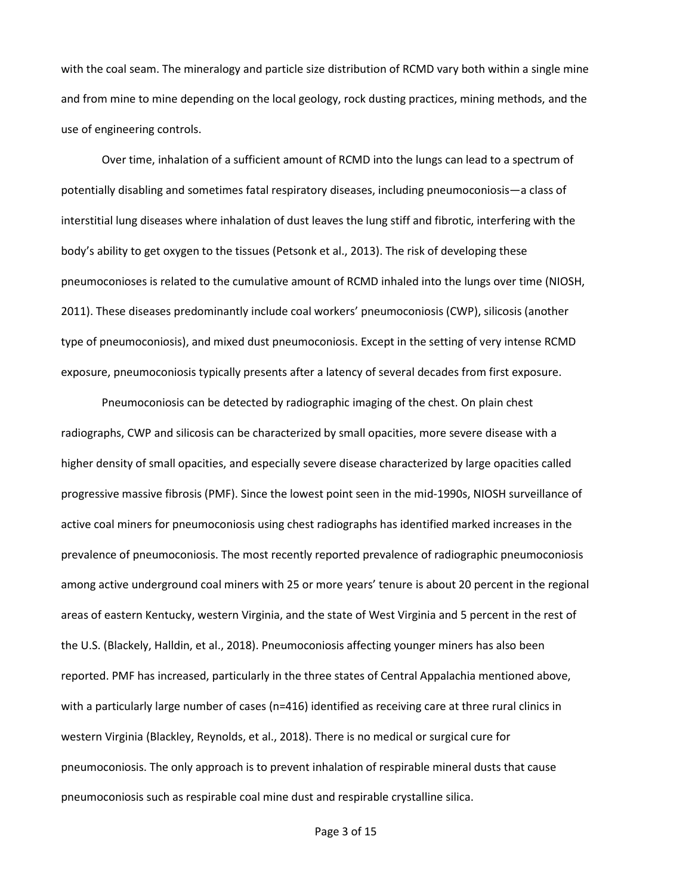with the coal seam. The mineralogy and particle size distribution of RCMD vary both within a single mine and from mine to mine depending on the local geology, rock dusting practices, mining methods, and the use of engineering controls.

Over time, inhalation of a sufficient amount of RCMD into the lungs can lead to a spectrum of potentially disabling and sometimes fatal respiratory diseases, including pneumoconiosis—a class of interstitial lung diseases where inhalation of dust leaves the lung stiff and fibrotic, interfering with the body's ability to get oxygen to the tissues (Petsonk et al., 2013). The risk of developing these pneumoconioses is related to the cumulative amount of RCMD inhaled into the lungs over time (NIOSH, 2011). These diseases predominantly include coal workers' pneumoconiosis (CWP), silicosis (another type of pneumoconiosis), and mixed dust pneumoconiosis. Except in the setting of very intense RCMD exposure, pneumoconiosis typically presents after a latency of several decades from first exposure.

Pneumoconiosis can be detected by radiographic imaging of the chest. On plain chest radiographs, CWP and silicosis can be characterized by small opacities, more severe disease with a higher density of small opacities, and especially severe disease characterized by large opacities called progressive massive fibrosis (PMF). Since the lowest point seen in the mid-1990s, NIOSH surveillance of active coal miners for pneumoconiosis using chest radiographs has identified marked increases in the prevalence of pneumoconiosis. The most recently reported prevalence of radiographic pneumoconiosis among active underground coal miners with 25 or more years' tenure is about 20 percent in the regional areas of eastern Kentucky, western Virginia, and the state of West Virginia and 5 percent in the rest of the U.S. (Blackely, Halldin, et al., 2018). Pneumoconiosis affecting younger miners has also been reported. PMF has increased, particularly in the three states of Central Appalachia mentioned above, with a particularly large number of cases (n=416) identified as receiving care at three rural clinics in western Virginia (Blackley, Reynolds, et al., 2018). There is no medical or surgical cure for pneumoconiosis. The only approach is to prevent inhalation of respirable mineral dusts that cause pneumoconiosis such as respirable coal mine dust and respirable crystalline silica.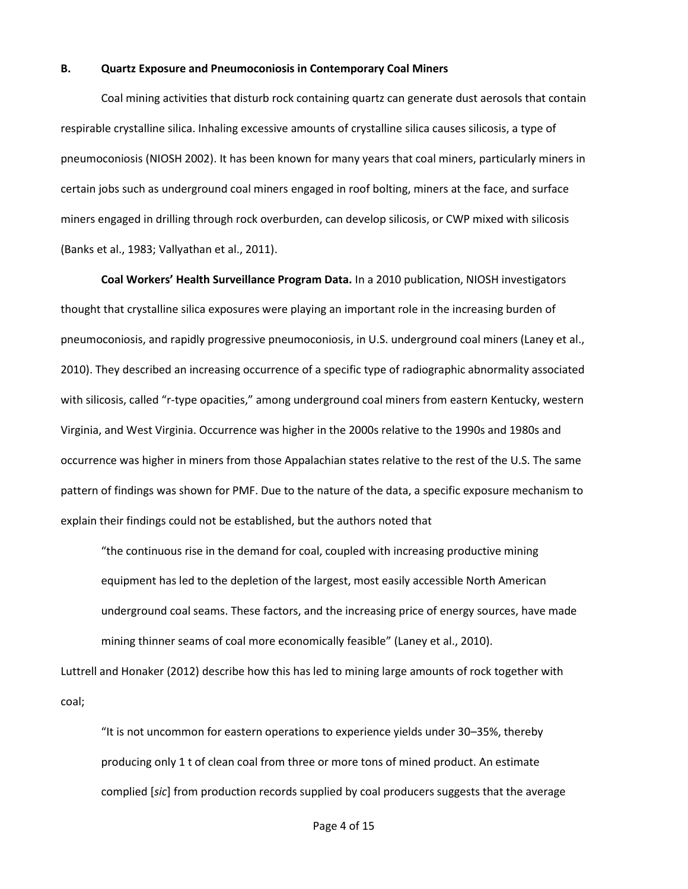## B. Quartz Exposure and Pneumoconiosis in Contemporary Coal Miners

Coal mining activities that disturb rock containing quartz can generate dust aerosols that contain respirable crystalline silica. Inhaling excessive amounts of crystalline silica causes silicosis, a type of pneumoconiosis (NIOSH 2002). It has been known for many years that coal miners, particularly miners in certain jobs such as underground coal miners engaged in roof bolting, miners at the face, and surface miners engaged in drilling through rock overburden, can develop silicosis, or CWP mixed with silicosis (Banks et al., 1983; Vallyathan et al., 2011).

**Coal Workers' Health Surveillance Program Data.** In a 2010 publication, NIOSH investigators thought that crystalline silica exposures were playing an important role in the increasing burden of pneumoconiosis, and rapidly progressive pneumoconiosis, in U.S. underground coal miners (Laney et al., 2010). They described an increasing occurrence of a specific type of radiographic abnormality associated with silicosis, called "r-type opacities," among underground coal miners from eastern Kentucky, western Virginia, and West Virginia. Occurrence was higher in the 2000s relative to the 1990s and 1980s and occurrence was higher in miners from those Appalachian states relative to the rest of the U.S. The same pattern of findings was shown for PMF. Due to the nature of the data, a specific exposure mechanism to explain their findings could not be established, but the authors noted that

> "the continuous rise in the demand for coal, coupled with increasing productive mining equipment has led to the depletion of the largest, most easily accessible North American underground coal seams. These factors, and the increasing price of energy sources, have made mining thinner seams of coal more economically feasible" (Laney et al., 2010).

Luttrell and Honaker (2012) describe how this has led to mining large amounts of rock together with coal;

> "It is not uncommon for eastern operations to experience yields under 30–35%, thereby producing only 1 t of clean coal from three or more tons of mined product. An estimate complied [*sic*] from production records supplied by coal producers suggests that the average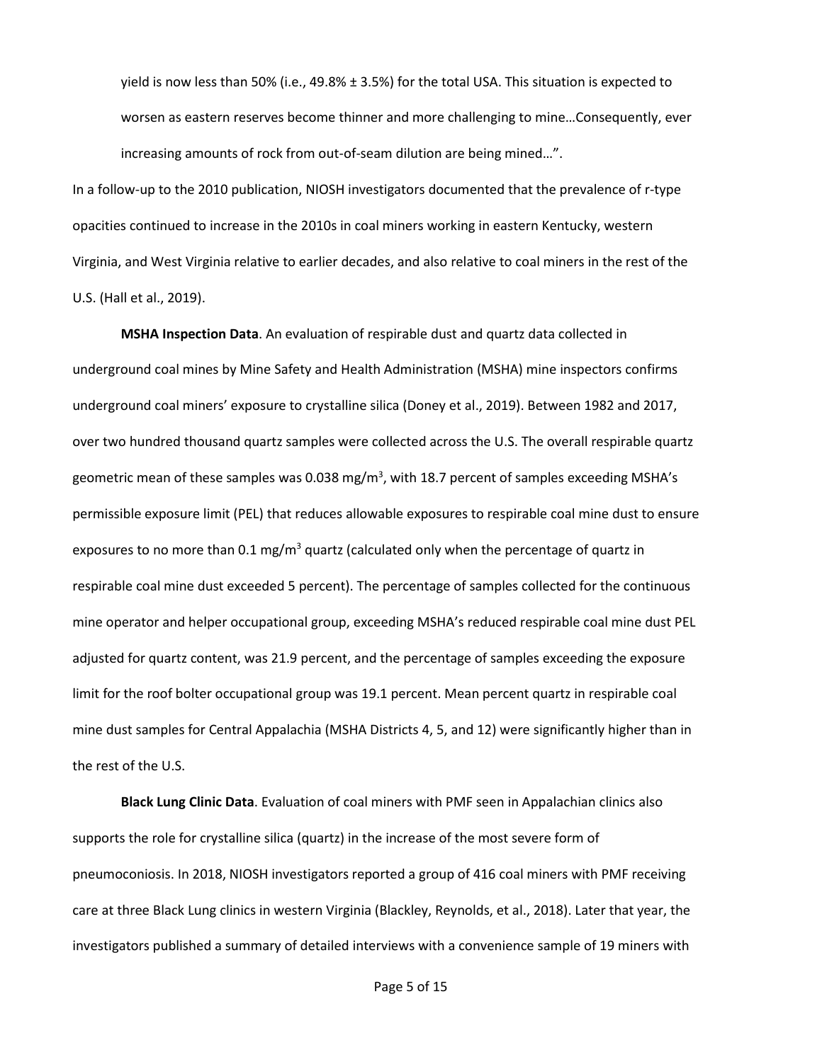yield is now less than 50% (i.e., 49.8% ± 3.5%) for the total USA. This situation is expected to worsen as eastern reserves become thinner and more challenging to mine…Consequently, ever increasing amounts of rock from out-of-seam dilution are being mined…".

In a follow-up to the 2010 publication, NIOSH investigators documented that the prevalence of r-type opacities continued to increase in the 2010s in coal miners working in eastern Kentucky, western Virginia, and West Virginia relative to earlier decades, and also relative to coal miners in the rest of the U.S. (Hall et al., 2019).

**MSHA Inspection Data**. An evaluation of respirable dust and quartz data collected in underground coal mines by Mine Safety and Health Administration (MSHA) mine inspectors confirms underground coal miners' exposure to crystalline silica (Doney et al., 2019). Between 1982 and 2017, over two hundred thousand quartz samples were collected across the U.S. The overall respirable quartz geometric mean of these samples was 0.038 mg/m$^3$, with 18.7 percent of samples exceeding MSHA's permissible exposure limit (PEL) that reduces allowable exposures to respirable coal mine dust to ensure exposures to no more than 0.1 mg/m$^3$ quartz (calculated only when the percentage of quartz in respirable coal mine dust exceeded 5 percent). The percentage of samples collected for the continuous mine operator and helper occupational group, exceeding MSHA's reduced respirable coal mine dust PEL adjusted for quartz content, was 21.9 percent, and the percentage of samples exceeding the exposure limit for the roof bolter occupational group was 19.1 percent. Mean percent quartz in respirable coal mine dust samples for Central Appalachia (MSHA Districts 4, 5, and 12) were significantly higher than in the rest of the U.S.

**Black Lung Clinic Data**. Evaluation of coal miners with PMF seen in Appalachian clinics also supports the role for crystalline silica (quartz) in the increase of the most severe form of pneumoconiosis. In 2018, NIOSH investigators reported a group of 416 coal miners with PMF receiving care at three Black Lung clinics in western Virginia (Blackley, Reynolds, et al., 2018). Later that year, the investigators published a summary of detailed interviews with a convenience sample of 19 miners with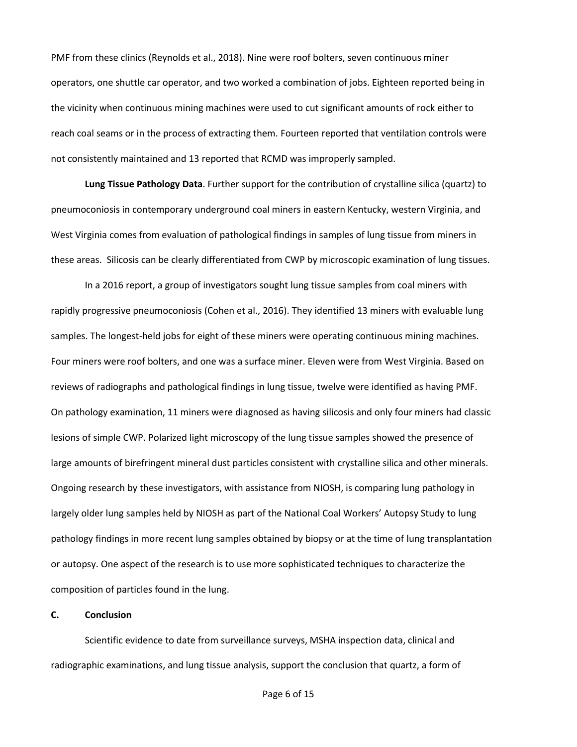PMF from these clinics (Reynolds et al., 2018). Nine were roof bolters, seven continuous miner operators, one shuttle car operator, and two worked a combination of jobs. Eighteen reported being in the vicinity when continuous mining machines were used to cut significant amounts of rock either to reach coal seams or in the process of extracting them. Fourteen reported that ventilation controls were not consistently maintained and 13 reported that RCMD was improperly sampled.

**Lung Tissue Pathology Data**. Further support for the contribution of crystalline silica (quartz) to pneumoconiosis in contemporary underground coal miners in eastern Kentucky, western Virginia, and West Virginia comes from evaluation of pathological findings in samples of lung tissue from miners in these areas. Silicosis can be clearly differentiated from CWP by microscopic examination of lung tissues.

In a 2016 report, a group of investigators sought lung tissue samples from coal miners with rapidly progressive pneumoconiosis (Cohen et al., 2016). They identified 13 miners with evaluable lung samples. The longest-held jobs for eight of these miners were operating continuous mining machines. Four miners were roof bolters, and one was a surface miner. Eleven were from West Virginia. Based on reviews of radiographs and pathological findings in lung tissue, twelve were identified as having PMF. On pathology examination, 11 miners were diagnosed as having silicosis and only four miners had classic lesions of simple CWP. Polarized light microscopy of the lung tissue samples showed the presence of large amounts of birefringent mineral dust particles consistent with crystalline silica and other minerals. Ongoing research by these investigators, with assistance from NIOSH, is comparing lung pathology in largely older lung samples held by NIOSH as part of the National Coal Workers' Autopsy Study to lung pathology findings in more recent lung samples obtained by biopsy or at the time of lung transplantation or autopsy. One aspect of the research is to use more sophisticated techniques to characterize the composition of particles found in the lung.

### C. Conclusion

Scientific evidence to date from surveillance surveys, MSHA inspection data, clinical and radiographic examinations, and lung tissue analysis, support the conclusion that quartz, a form of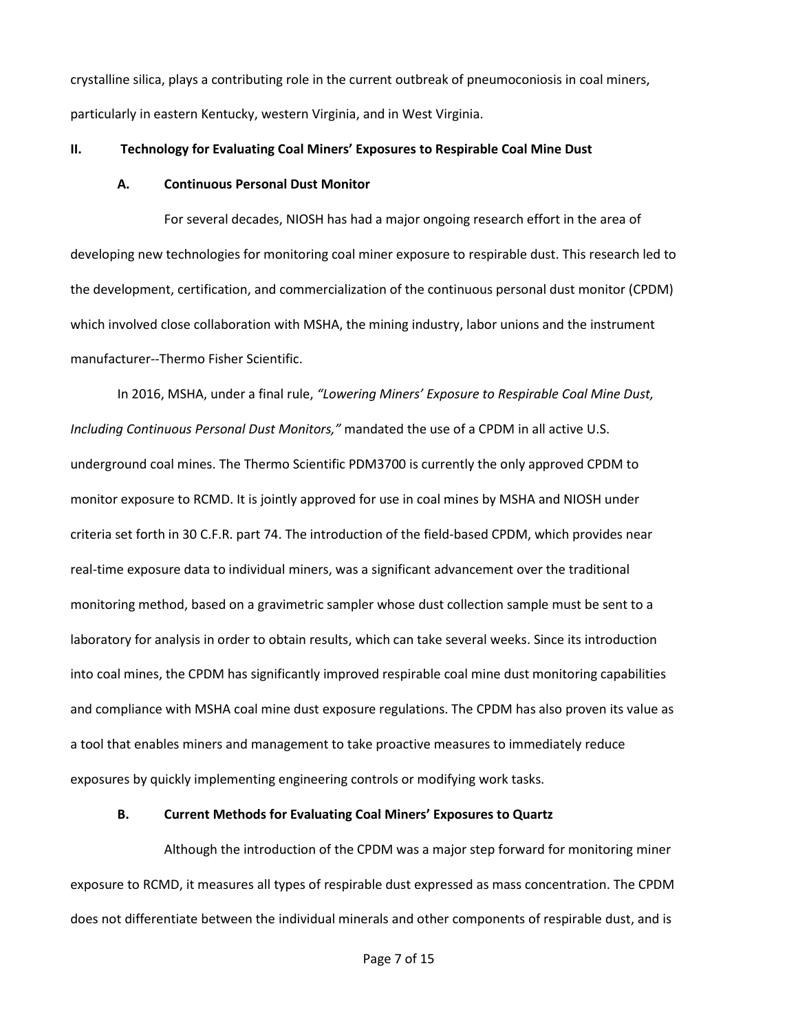crystalline silica, plays a contributing role in the current outbreak of pneumoconiosis in coal miners, particularly in eastern Kentucky, western Virginia, and in West Virginia.

## II. Technology for Evaluating Coal Miners' Exposures to Respirable Coal Mine Dust

### A. Continuous Personal Dust Monitor

For several decades, NIOSH has had a major ongoing research effort in the area of developing new technologies for monitoring coal miner exposure to respirable dust. This research led to the development, certification, and commercialization of the continuous personal dust monitor (CPDM) which involved close collaboration with MSHA, the mining industry, labor unions and the instrument manufacturer--Thermo Fisher Scientific.

In 2016, MSHA, under a final rule, *"Lowering Miners' Exposure to Respirable Coal Mine Dust, Including Continuous Personal Dust Monitors,"* mandated the use of a CPDM in all active U.S. underground coal mines. The Thermo Scientific PDM3700 is currently the only approved CPDM to monitor exposure to RCMD. It is jointly approved for use in coal mines by MSHA and NIOSH under criteria set forth in 30 C.F.R. part 74. The introduction of the field-based CPDM, which provides near real-time exposure data to individual miners, was a significant advancement over the traditional monitoring method, based on a gravimetric sampler whose dust collection sample must be sent to a laboratory for analysis in order to obtain results, which can take several weeks. Since its introduction into coal mines, the CPDM has significantly improved respirable coal mine dust monitoring capabilities and compliance with MSHA coal mine dust exposure regulations. The CPDM has also proven its value as a tool that enables miners and management to take proactive measures to immediately reduce exposures by quickly implementing engineering controls or modifying work tasks.

### B. Current Methods for Evaluating Coal Miners' Exposures to Quartz

Although the introduction of the CPDM was a major step forward for monitoring miner exposure to RCMD, it measures all types of respirable dust expressed as mass concentration. The CPDM does not differentiate between the individual minerals and other components of respirable dust, and is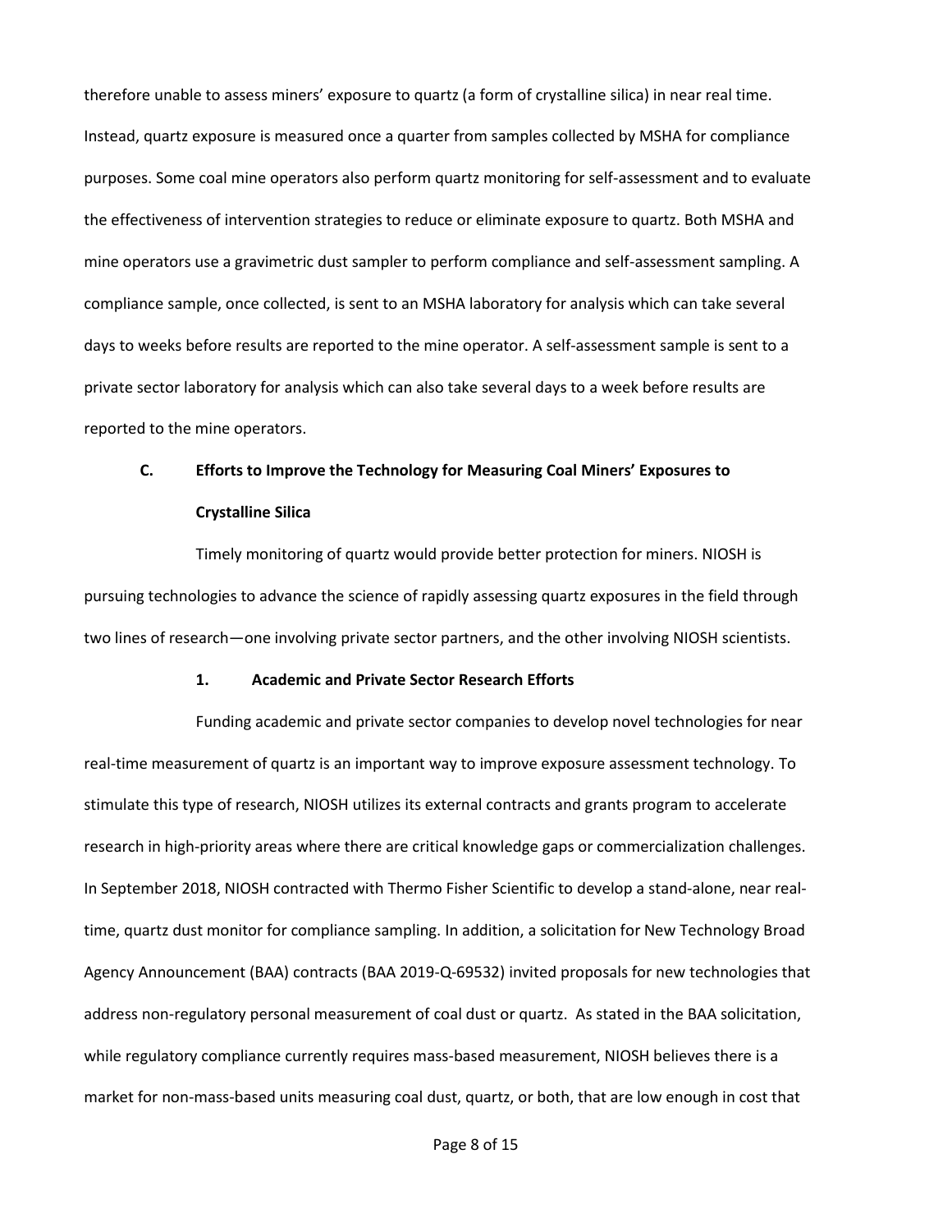therefore unable to assess miners' exposure to quartz (a form of crystalline silica) in near real time. Instead, quartz exposure is measured once a quarter from samples collected by MSHA for compliance purposes. Some coal mine operators also perform quartz monitoring for self-assessment and to evaluate the effectiveness of intervention strategies to reduce or eliminate exposure to quartz. Both MSHA and mine operators use a gravimetric dust sampler to perform compliance and self-assessment sampling. A compliance sample, once collected, is sent to an MSHA laboratory for analysis which can take several days to weeks before results are reported to the mine operator. A self-assessment sample is sent to a private sector laboratory for analysis which can also take several days to a week before results are reported to the mine operators.

### C. Efforts to Improve the Technology for Measuring Coal Miners' Exposures to Crystalline Silica

Timely monitoring of quartz would provide better protection for miners. NIOSH is pursuing technologies to advance the science of rapidly assessing quartz exposures in the field through two lines of research—one involving private sector partners, and the other involving NIOSH scientists.

#### 1. Academic and Private Sector Research Efforts

Funding academic and private sector companies to develop novel technologies for near real-time measurement of quartz is an important way to improve exposure assessment technology. To stimulate this type of research, NIOSH utilizes its external contracts and grants program to accelerate research in high-priority areas where there are critical knowledge gaps or commercialization challenges. In September 2018, NIOSH contracted with Thermo Fisher Scientific to develop a stand-alone, near real-time, quartz dust monitor for compliance sampling. In addition, a solicitation for New Technology Broad Agency Announcement (BAA) contracts (BAA 2019-Q-69532) invited proposals for new technologies that address non-regulatory personal measurement of coal dust or quartz. As stated in the BAA solicitation, while regulatory compliance currently requires mass-based measurement, NIOSH believes there is a market for non-mass-based units measuring coal dust, quartz, or both, that are low enough in cost that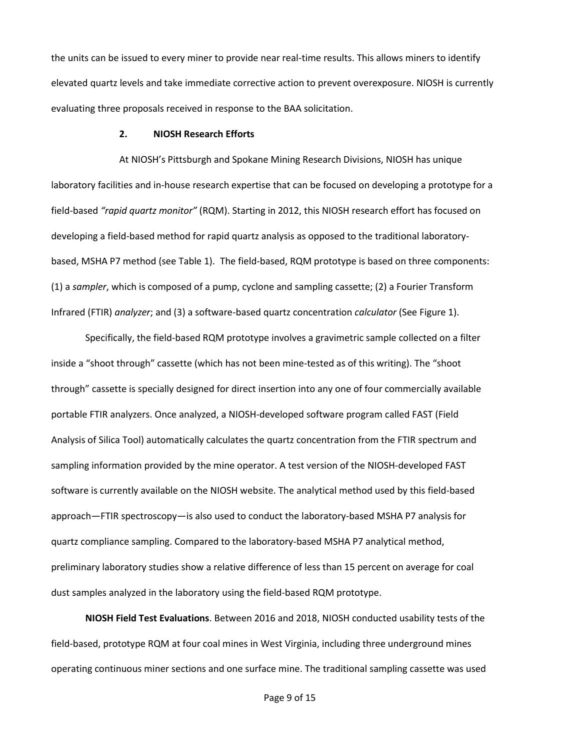the units can be issued to every miner to provide near real-time results. This allows miners to identify elevated quartz levels and take immediate corrective action to prevent overexposure. NIOSH is currently evaluating three proposals received in response to the BAA solicitation.

### 2. NIOSH Research Efforts

At NIOSH's Pittsburgh and Spokane Mining Research Divisions, NIOSH has unique laboratory facilities and in-house research expertise that can be focused on developing a prototype for a field-based *"rapid quartz monitor"* (RQM). Starting in 2012, this NIOSH research effort has focused on developing a field-based method for rapid quartz analysis as opposed to the traditional laboratory-based, MSHA P7 method (see Table 1). The field-based, RQM prototype is based on three components: (1) a *sampler*, which is composed of a pump, cyclone and sampling cassette; (2) a Fourier Transform Infrared (FTIR) *analyzer*; and (3) a software-based quartz concentration *calculator* (See Figure 1).

Specifically, the field-based RQM prototype involves a gravimetric sample collected on a filter inside a "shoot through" cassette (which has not been mine-tested as of this writing). The "shoot through" cassette is specially designed for direct insertion into any one of four commercially available portable FTIR analyzers. Once analyzed, a NIOSH-developed software program called FAST (Field Analysis of Silica Tool) automatically calculates the quartz concentration from the FTIR spectrum and sampling information provided by the mine operator. A test version of the NIOSH-developed FAST software is currently available on the NIOSH website. The analytical method used by this field-based approach—FTIR spectroscopy—is also used to conduct the laboratory-based MSHA P7 analysis for quartz compliance sampling. Compared to the laboratory-based MSHA P7 analytical method, preliminary laboratory studies show a relative difference of less than 15 percent on average for coal dust samples analyzed in the laboratory using the field-based RQM prototype.

**NIOSH Field Test Evaluations**. Between 2016 and 2018, NIOSH conducted usability tests of the field-based, prototype RQM at four coal mines in West Virginia, including three underground mines operating continuous miner sections and one surface mine. The traditional sampling cassette was used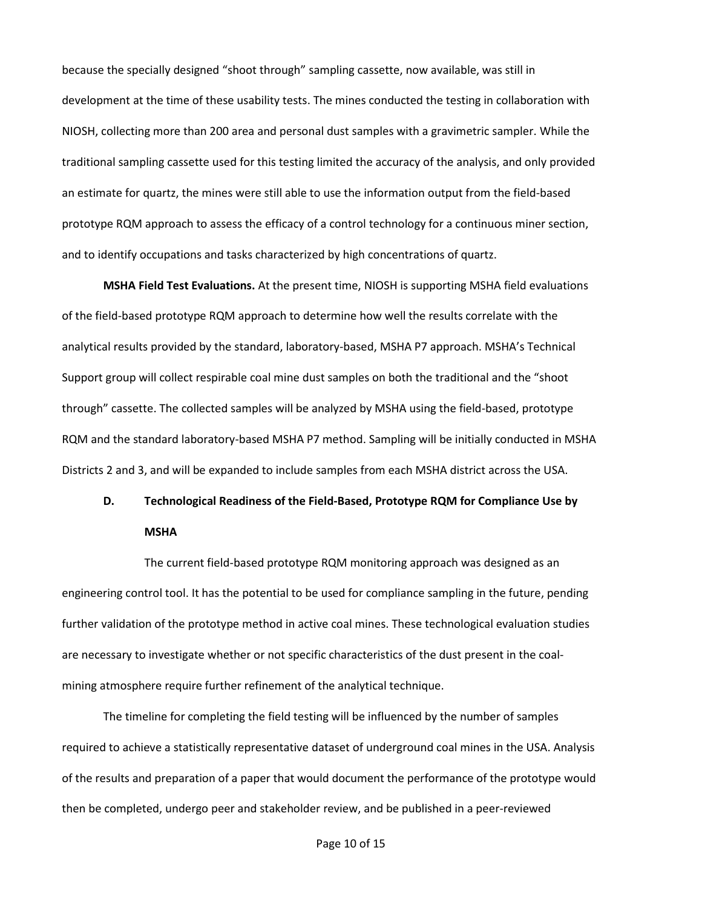because the specially designed "shoot through" sampling cassette, now available, was still in development at the time of these usability tests. The mines conducted the testing in collaboration with NIOSH, collecting more than 200 area and personal dust samples with a gravimetric sampler. While the traditional sampling cassette used for this testing limited the accuracy of the analysis, and only provided an estimate for quartz, the mines were still able to use the information output from the field-based prototype RQM approach to assess the efficacy of a control technology for a continuous miner section, and to identify occupations and tasks characterized by high concentrations of quartz.

**MSHA Field Test Evaluations.** At the present time, NIOSH is supporting MSHA field evaluations of the field-based prototype RQM approach to determine how well the results correlate with the analytical results provided by the standard, laboratory-based, MSHA P7 approach. MSHA's Technical Support group will collect respirable coal mine dust samples on both the traditional and the "shoot through" cassette. The collected samples will be analyzed by MSHA using the field-based, prototype RQM and the standard laboratory-based MSHA P7 method. Sampling will be initially conducted in MSHA Districts 2 and 3, and will be expanded to include samples from each MSHA district across the USA.

### D. Technological Readiness of the Field-Based, Prototype RQM for Compliance Use by MSHA

The current field-based prototype RQM monitoring approach was designed as an engineering control tool. It has the potential to be used for compliance sampling in the future, pending further validation of the prototype method in active coal mines. These technological evaluation studies are necessary to investigate whether or not specific characteristics of the dust present in the coal-mining atmosphere require further refinement of the analytical technique.

The timeline for completing the field testing will be influenced by the number of samples required to achieve a statistically representative dataset of underground coal mines in the USA. Analysis of the results and preparation of a paper that would document the performance of the prototype would then be completed, undergo peer and stakeholder review, and be published in a peer-reviewed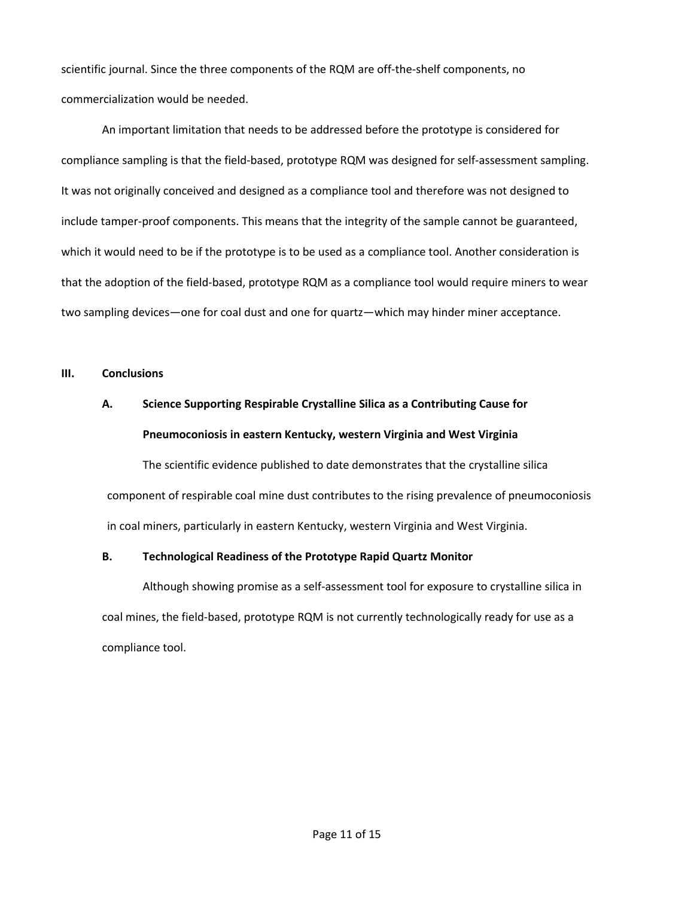scientific journal. Since the three components of the RQM are off-the-shelf components, no commercialization would be needed.

An important limitation that needs to be addressed before the prototype is considered for compliance sampling is that the field-based, prototype RQM was designed for self-assessment sampling. It was not originally conceived and designed as a compliance tool and therefore was not designed to include tamper-proof components. This means that the integrity of the sample cannot be guaranteed, which it would need to be if the prototype is to be used as a compliance tool. Another consideration is that the adoption of the field-based, prototype RQM as a compliance tool would require miners to wear two sampling devices—one for coal dust and one for quartz—which may hinder miner acceptance.

## III. Conclusions

### A. Science Supporting Respirable Crystalline Silica as a Contributing Cause for Pneumoconiosis in eastern Kentucky, western Virginia and West Virginia

The scientific evidence published to date demonstrates that the crystalline silica component of respirable coal mine dust contributes to the rising prevalence of pneumoconiosis in coal miners, particularly in eastern Kentucky, western Virginia and West Virginia.

### B. Technological Readiness of the Prototype Rapid Quartz Monitor

Although showing promise as a self-assessment tool for exposure to crystalline silica in coal mines, the field-based, prototype RQM is not currently technologically ready for use as a compliance tool.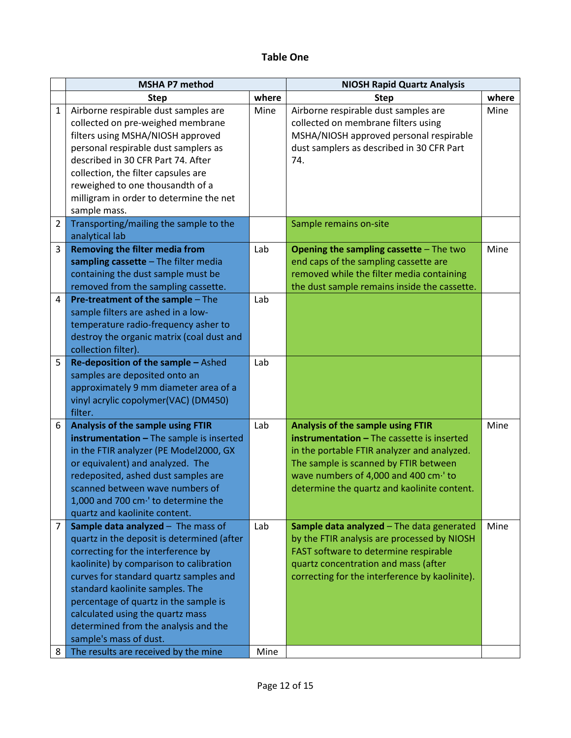**Table One**

| | MSHA P7 method | | NIOSH Rapid Quartz Analysis | |
|---|---|---|---|---|
| | **Step** | **where** | **Step** | **where** |
| 1 | Airborne respirable dust samples are collected on pre-weighed membrane filters using MSHA/NIOSH approved personal respirable dust samplers as described in 30 CFR Part 74. After collection, the filter capsules are reweighed to one thousandth of a milligram in order to determine the net sample mass. | Mine | Airborne respirable dust samples are collected on membrane filters using MSHA/NIOSH approved personal respirable dust samplers as described in 30 CFR Part 74. | Mine |
| 2 | Transporting/mailing the sample to the analytical lab | | Sample remains on-site | |
| 3 | **Removing the filter media from sampling cassette** – The filter media containing the dust sample must be removed from the sampling cassette. | Lab | **Opening the sampling cassette** – The two end caps of the sampling cassette are removed while the filter media containing the dust sample remains inside the cassette. | Mine |
| 4 | **Pre-treatment of the sample** – The sample filters are ashed in a low-temperature radio-frequency asher to destroy the organic matrix (coal dust and collection filter). | Lab | | |
| 5 | **Re-deposition of the sample –** Ashed samples are deposited onto an approximately 9 mm diameter area of a vinyl acrylic copolymer(VAC) (DM450) filter. | Lab | | |
| 6 | **Analysis of the sample using FTIR instrumentation –** The sample is inserted in the FTIR analyzer (PE Model2000, GX or equivalent) and analyzed. The redeposited, ashed dust samples are scanned between wave numbers of 1,000 and 700 cm·' to determine the quartz and kaolinite content. | Lab | **Analysis of the sample using FTIR instrumentation –** The cassette is inserted in the portable FTIR analyzer and analyzed. The sample is scanned by FTIR between wave numbers of 4,000 and 400 cm·' to determine the quartz and kaolinite content. | Mine |
| 7 | **Sample data analyzed** – The mass of quartz in the deposit is determined (after correcting for the interference by kaolinite) by comparison to calibration curves for standard quartz samples and standard kaolinite samples. The percentage of quartz in the sample is calculated using the quartz mass determined from the analysis and the sample's mass of dust. | Lab | **Sample data analyzed** – The data generated by the FTIR analysis are processed by NIOSH FAST software to determine respirable quartz concentration and mass (after correcting for the interference by kaolinite). | Mine |
| 8 | The results are received by the mine | Mine | | |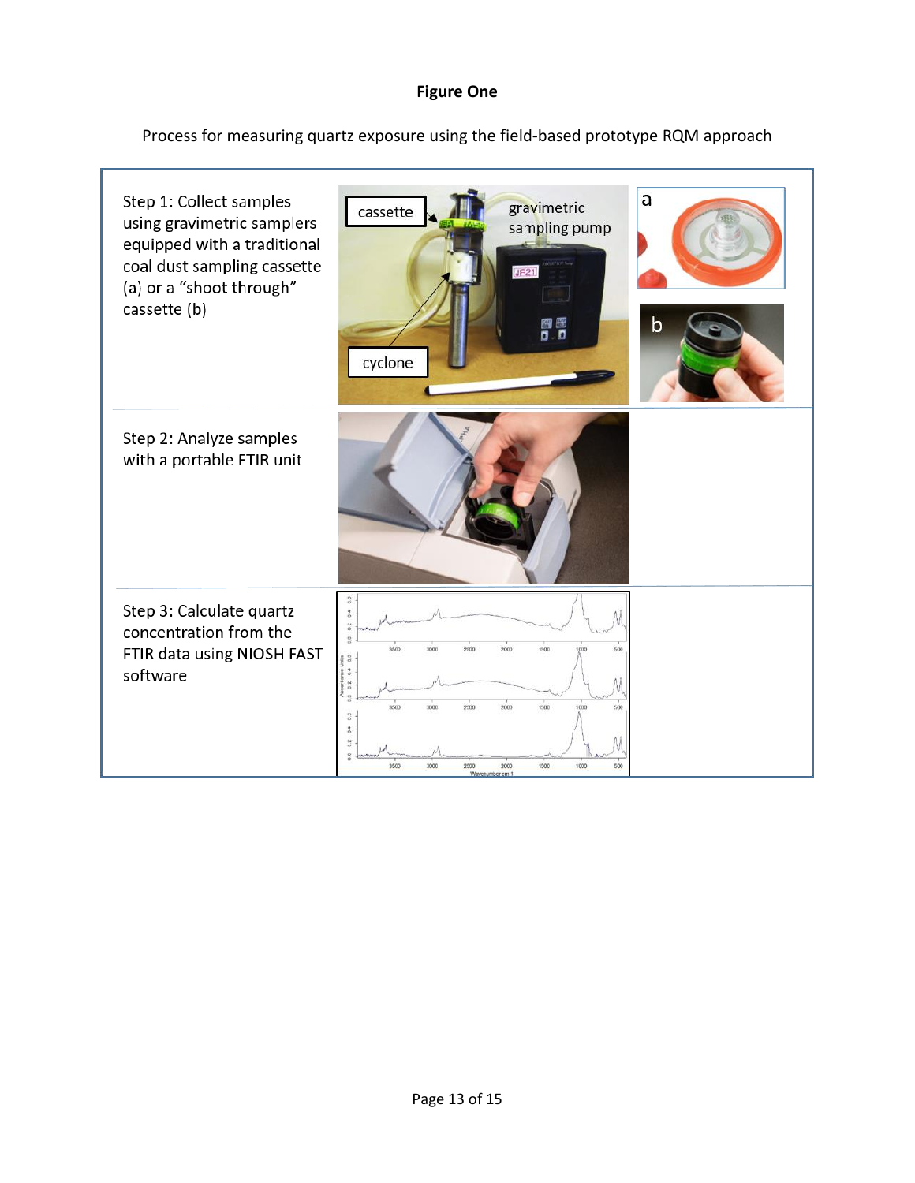**Figure One**

Process for measuring quartz exposure using the field-based prototype RQM approach

| | |
|---|---|
| Step 1: Collect samples using gravimetric samplers equipped with a traditional coal dust sampling cassette (a) or a "shoot through" cassette (b) | |
| Step 2: Analyze samples with a portable FTIR unit | |
| Step 3: Calculate quartz concentration from the FTIR data using NIOSH FAST software | |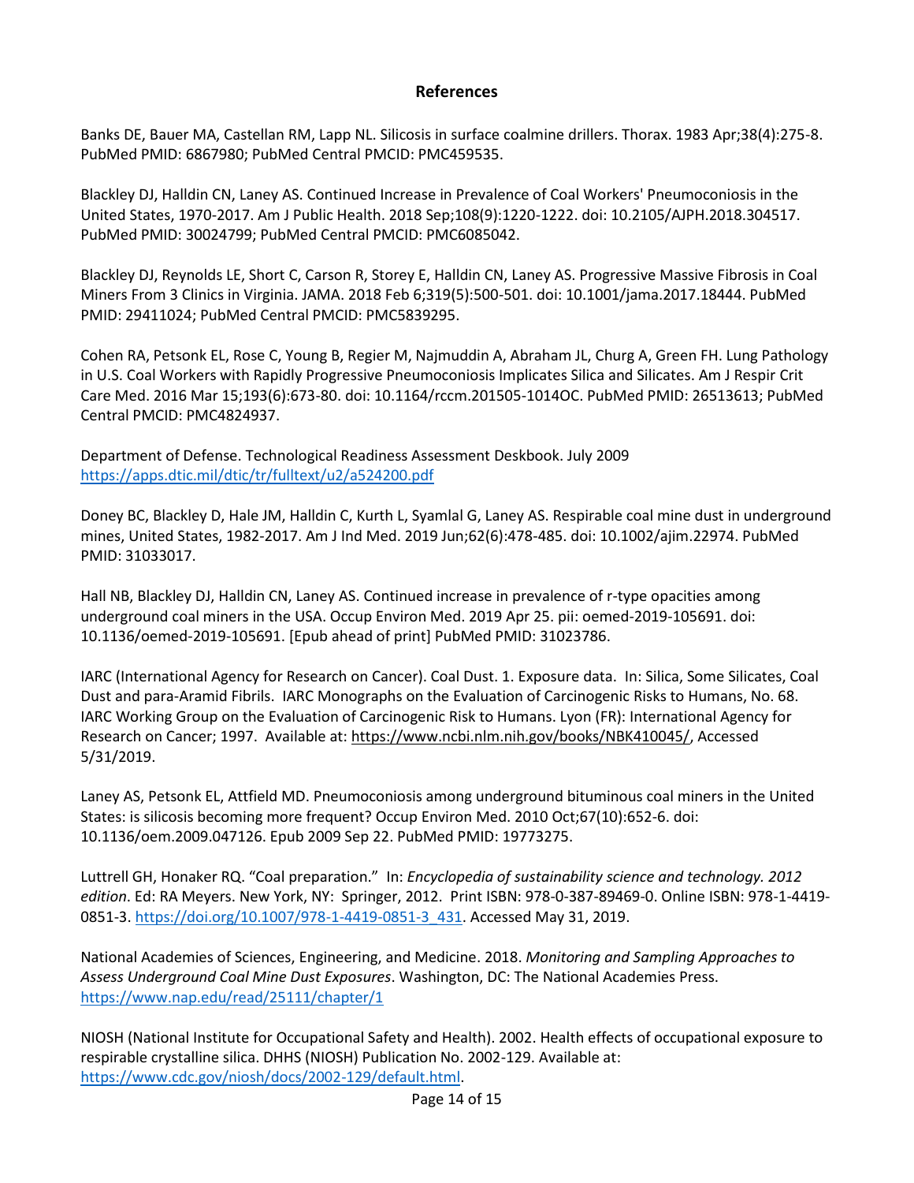## References

Banks DE, Bauer MA, Castellan RM, Lapp NL. Silicosis in surface coalmine drillers. Thorax. 1983 Apr;38(4):275-8. PubMed PMID: 6867980; PubMed Central PMCID: PMC459535.

Blackley DJ, Halldin CN, Laney AS. Continued Increase in Prevalence of Coal Workers' Pneumoconiosis in the United States, 1970-2017. Am J Public Health. 2018 Sep;108(9):1220-1222. doi: 10.2105/AJPH.2018.304517. PubMed PMID: 30024799; PubMed Central PMCID: PMC6085042.

Blackley DJ, Reynolds LE, Short C, Carson R, Storey E, Halldin CN, Laney AS. Progressive Massive Fibrosis in Coal Miners From 3 Clinics in Virginia. JAMA. 2018 Feb 6;319(5):500-501. doi: 10.1001/jama.2017.18444. PubMed PMID: 29411024; PubMed Central PMCID: PMC5839295.

Cohen RA, Petsonk EL, Rose C, Young B, Regier M, Najmuddin A, Abraham JL, Churg A, Green FH. Lung Pathology in U.S. Coal Workers with Rapidly Progressive Pneumoconiosis Implicates Silica and Silicates. Am J Respir Crit Care Med. 2016 Mar 15;193(6):673-80. doi: 10.1164/rccm.201505-1014OC. PubMed PMID: 26513613; PubMed Central PMCID: PMC4824937.

Department of Defense. Technological Readiness Assessment Deskbook. July 2009 https://apps.dtic.mil/dtic/tr/fulltext/u2/a524200.pdf

Doney BC, Blackley D, Hale JM, Halldin C, Kurth L, Syamlal G, Laney AS. Respirable coal mine dust in underground mines, United States, 1982-2017. Am J Ind Med. 2019 Jun;62(6):478-485. doi: 10.1002/ajim.22974. PubMed PMID: 31033017.

Hall NB, Blackley DJ, Halldin CN, Laney AS. Continued increase in prevalence of r-type opacities among underground coal miners in the USA. Occup Environ Med. 2019 Apr 25. pii: oemed-2019-105691. doi: 10.1136/oemed-2019-105691. [Epub ahead of print] PubMed PMID: 31023786.

IARC (International Agency for Research on Cancer). Coal Dust. 1. Exposure data. In: Silica, Some Silicates, Coal Dust and para-Aramid Fibrils. IARC Monographs on the Evaluation of Carcinogenic Risks to Humans, No. 68. IARC Working Group on the Evaluation of Carcinogenic Risk to Humans. Lyon (FR): International Agency for Research on Cancer; 1997. Available at: https://www.ncbi.nlm.nih.gov/books/NBK410045/, Accessed 5/31/2019.

Laney AS, Petsonk EL, Attfield MD. Pneumoconiosis among underground bituminous coal miners in the United States: is silicosis becoming more frequent? Occup Environ Med. 2010 Oct;67(10):652-6. doi: 10.1136/oem.2009.047126. Epub 2009 Sep 22. PubMed PMID: 19773275.

Luttrell GH, Honaker RQ. "Coal preparation." In: *Encyclopedia of sustainability science and technology. 2012 edition*. Ed: RA Meyers. New York, NY: Springer, 2012. Print ISBN: 978-0-387-89469-0. Online ISBN: 978-1-4419-0851-3. https://doi.org/10.1007/978-1-4419-0851-3_431. Accessed May 31, 2019.

National Academies of Sciences, Engineering, and Medicine. 2018. *Monitoring and Sampling Approaches to Assess Underground Coal Mine Dust Exposures*. Washington, DC: The National Academies Press. https://www.nap.edu/read/25111/chapter/1

NIOSH (National Institute for Occupational Safety and Health). 2002. Health effects of occupational exposure to respirable crystalline silica. DHHS (NIOSH) Publication No. 2002-129. Available at: https://www.cdc.gov/niosh/docs/2002-129/default.html.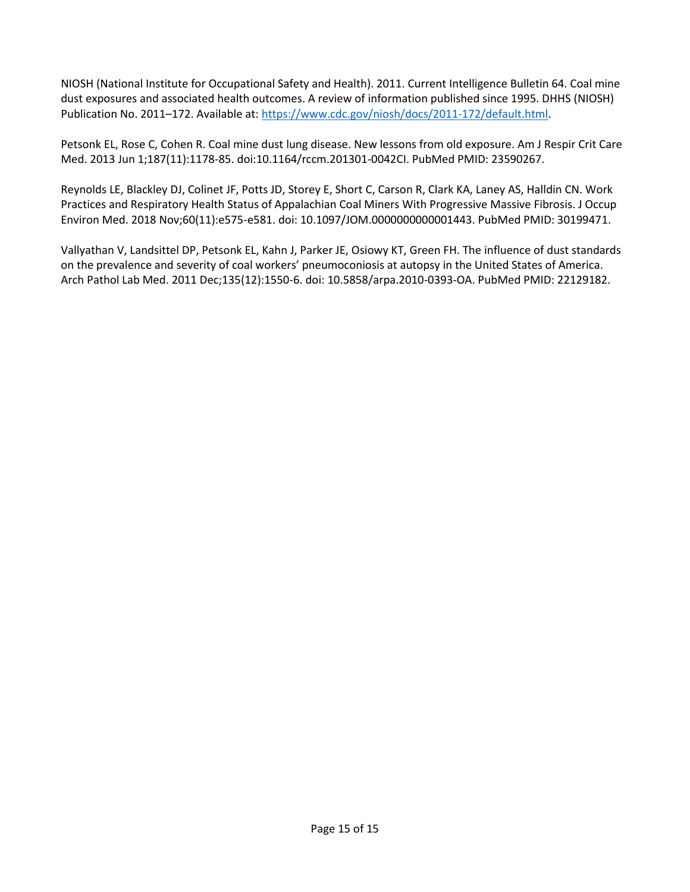NIOSH (National Institute for Occupational Safety and Health). 2011. Current Intelligence Bulletin 64. Coal mine dust exposures and associated health outcomes. A review of information published since 1995. DHHS (NIOSH) Publication No. 2011–172. Available at: https://www.cdc.gov/niosh/docs/2011-172/default.html.

Petsonk EL, Rose C, Cohen R. Coal mine dust lung disease. New lessons from old exposure. Am J Respir Crit Care Med. 2013 Jun 1;187(11):1178-85. doi:10.1164/rccm.201301-0042CI. PubMed PMID: 23590267.

Reynolds LE, Blackley DJ, Colinet JF, Potts JD, Storey E, Short C, Carson R, Clark KA, Laney AS, Halldin CN. Work Practices and Respiratory Health Status of Appalachian Coal Miners With Progressive Massive Fibrosis. J Occup Environ Med. 2018 Nov;60(11):e575-e581. doi: 10.1097/JOM.0000000000001443. PubMed PMID: 30199471.

Vallyathan V, Landsittel DP, Petsonk EL, Kahn J, Parker JE, Osiowy KT, Green FH. The influence of dust standards on the prevalence and severity of coal workers' pneumoconiosis at autopsy in the United States of America. Arch Pathol Lab Med. 2011 Dec;135(12):1550-6. doi: 10.5858/arpa.2010-0393-OA. PubMed PMID: 22129182.